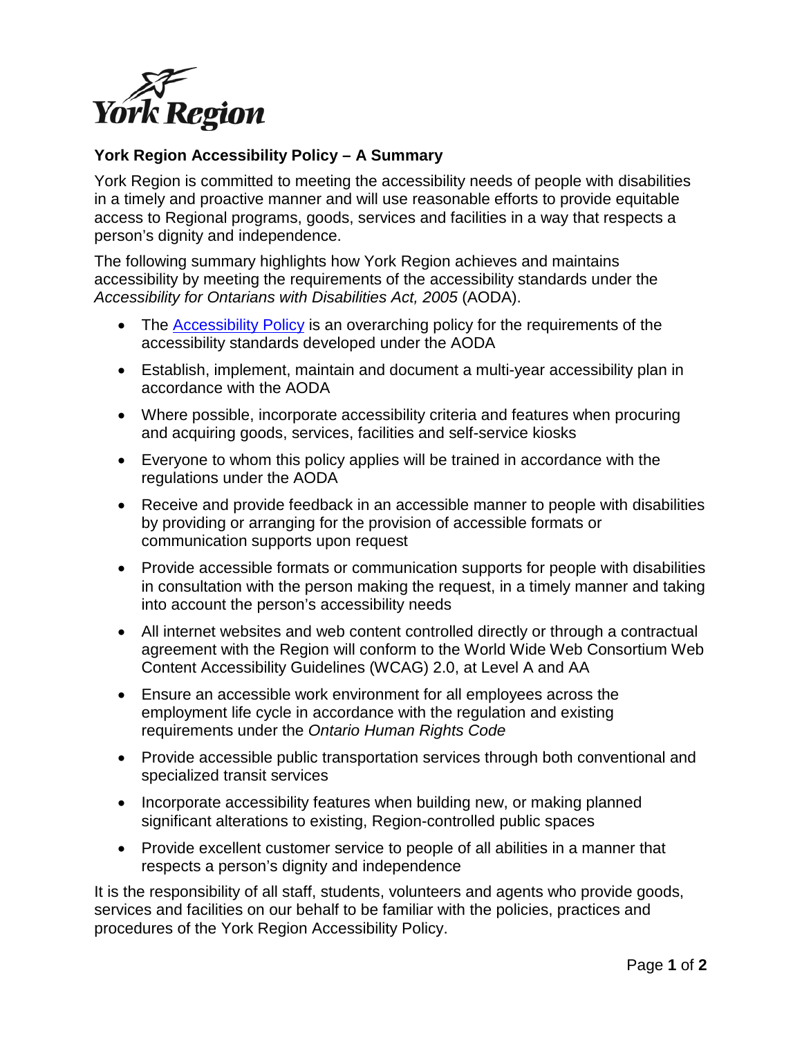York Region

## York Region Accessibility Policy – A Summary

York Region is committed to meeting the accessibility needs of people with disabilities in a timely and proactive manner and will use reasonable efforts to provide equitable access to Regional programs, goods, services and facilities in a way that respects a person's dignity and independence.

The following summary highlights how York Region achieves and maintains accessibility by meeting the requirements of the accessibility standards under the *Accessibility for Ontarians with Disabilities Act, 2005* (AODA).

- The Accessibility Policy is an overarching policy for the requirements of the accessibility standards developed under the AODA
- Establish, implement, maintain and document a multi-year accessibility plan in accordance with the AODA
- Where possible, incorporate accessibility criteria and features when procuring and acquiring goods, services, facilities and self-service kiosks
- Everyone to whom this policy applies will be trained in accordance with the regulations under the AODA
- Receive and provide feedback in an accessible manner to people with disabilities by providing or arranging for the provision of accessible formats or communication supports upon request
- Provide accessible formats or communication supports for people with disabilities in consultation with the person making the request, in a timely manner and taking into account the person's accessibility needs
- All internet websites and web content controlled directly or through a contractual agreement with the Region will conform to the World Wide Web Consortium Web Content Accessibility Guidelines (WCAG) 2.0, at Level A and AA
- Ensure an accessible work environment for all employees across the employment life cycle in accordance with the regulation and existing requirements under the *Ontario Human Rights Code*
- Provide accessible public transportation services through both conventional and specialized transit services
- Incorporate accessibility features when building new, or making planned significant alterations to existing, Region-controlled public spaces
- Provide excellent customer service to people of all abilities in a manner that respects a person's dignity and independence

It is the responsibility of all staff, students, volunteers and agents who provide goods, services and facilities on our behalf to be familiar with the policies, practices and procedures of the York Region Accessibility Policy.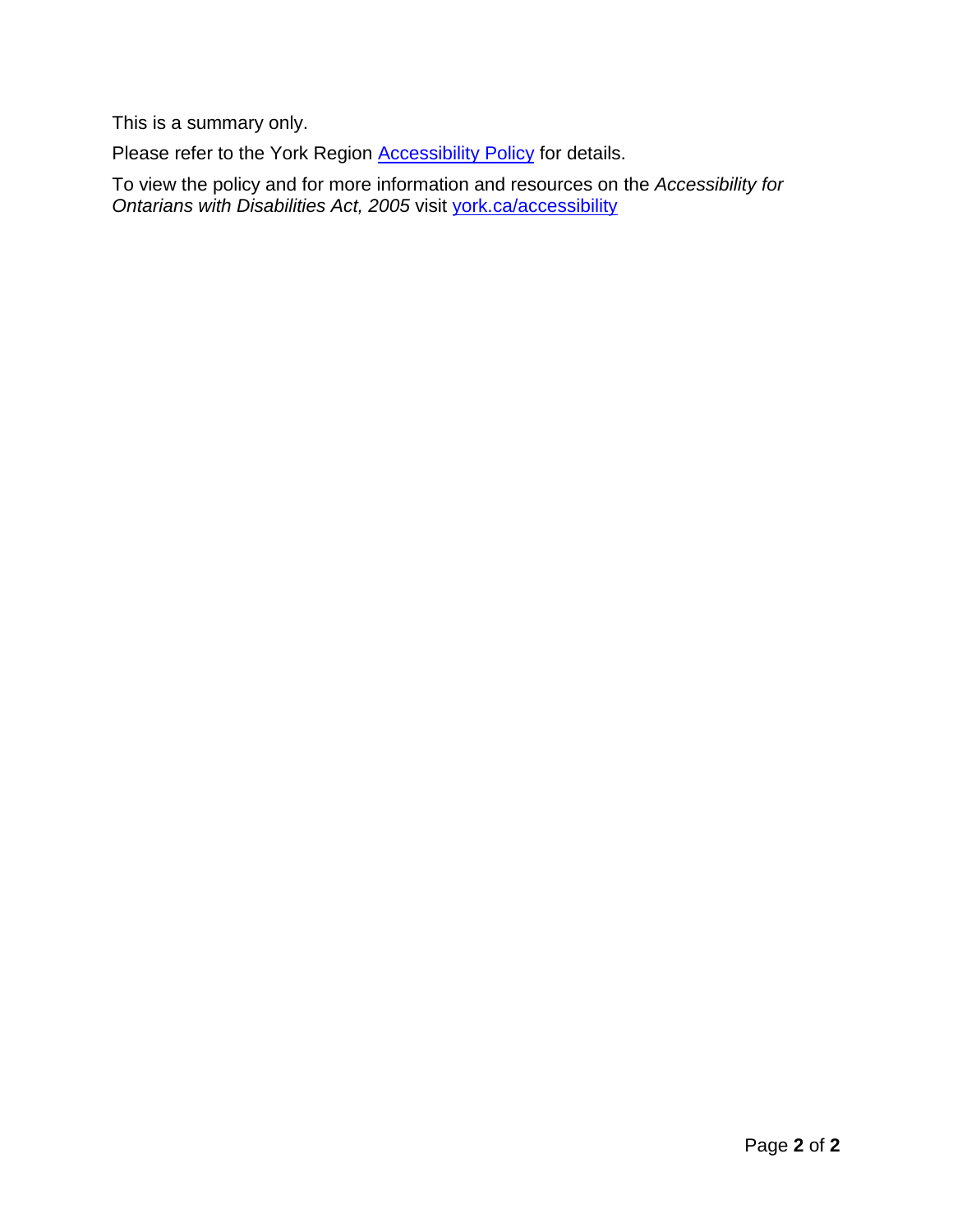This is a summary only.

Please refer to the York Region [Accessibility Policy](Accessibility Policy) for details.

To view the policy and for more information and resources on the *Accessibility for Ontarians with Disabilities Act, 2005* visit [york.ca/accessibility](york.ca/accessibility)